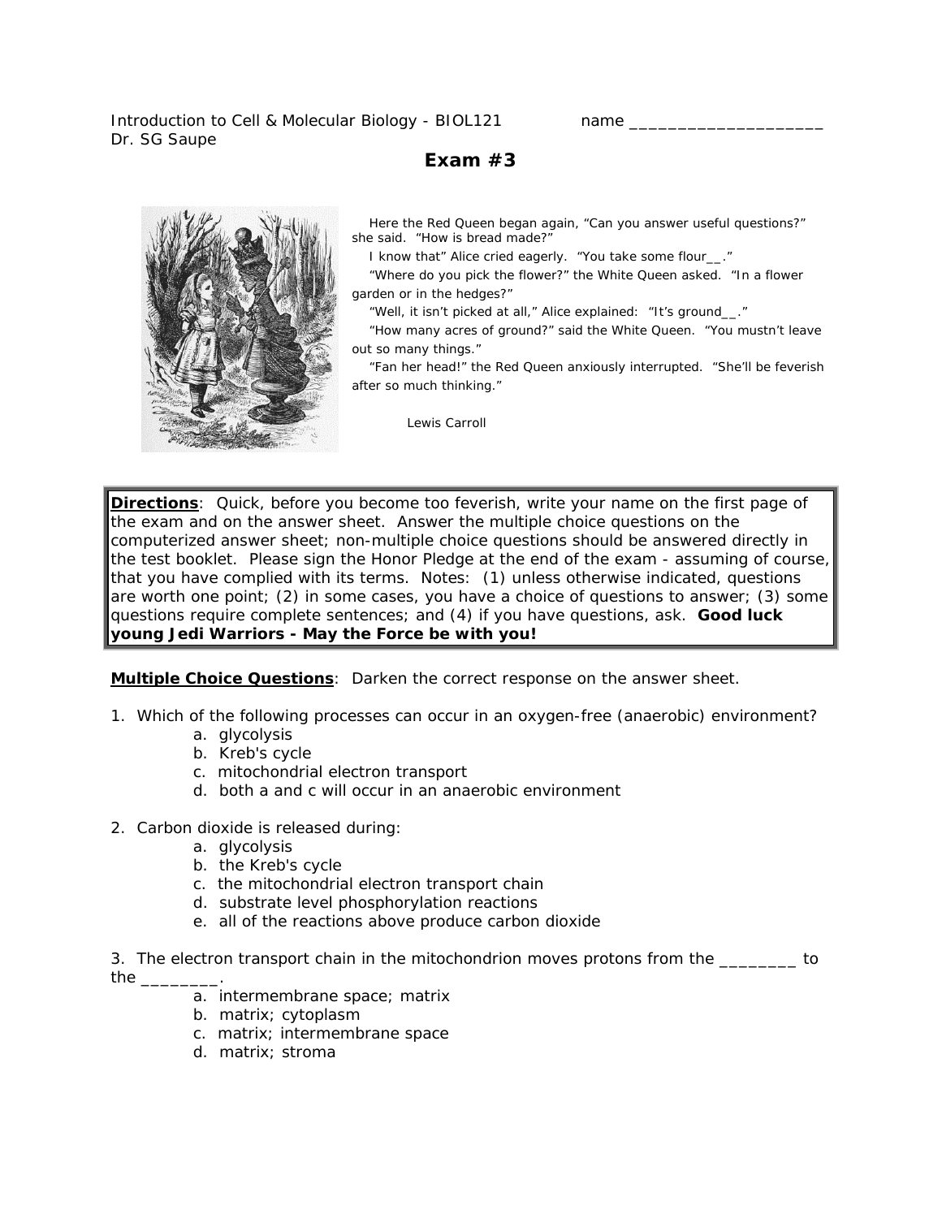Introduction to Cell & Molecular Biology - BIOL121 name ____________________

Dr. SG Saupe

# Exam #3

Here the Red Queen began again, "Can you answer useful questions?" she said. "How is bread made?"

I know that" Alice cried eagerly. "You take some flour__."

"Where do you pick the flower?" the White Queen asked. "In a flower garden or in the hedges?"

"Well, it isn't picked at all," Alice explained: "It's ground__."

"How many acres of ground?" said the White Queen. "You mustn't leave out so many things."

"Fan her head!" the Red Queen anxiously interrupted. "She'll be feverish after so much thinking."

Lewis Carroll

**Directions**: Quick, before you become too feverish, write your name on the first page of the exam and on the answer sheet. Answer the multiple choice questions on the computerized answer sheet; non-multiple choice questions should be answered directly in the test booklet. Please sign the Honor Pledge at the end of the exam - assuming of course, that you have complied with its terms. Notes: (1) unless otherwise indicated, questions are worth one point; (2) in some cases, you have a choice of questions to answer; (3) some questions require complete sentences; and (4) if you have questions, ask. **Good luck young Jedi Warriors - May the Force be with you!**

**Multiple Choice Questions**: Darken the correct response on the answer sheet.

1. Which of the following processes can occur in an oxygen-free (anaerobic) environment?
   a. glycolysis
   b. Kreb's cycle
   c. mitochondrial electron transport
   d. both a and c will occur in an anaerobic environment

2. Carbon dioxide is released during:
   a. glycolysis
   b. the Kreb's cycle
   c. the mitochondrial electron transport chain
   d. substrate level phosphorylation reactions
   e. all of the reactions above produce carbon dioxide

3. The electron transport chain in the mitochondrion moves protons from the ________ to the ________.
   a. intermembrane space; matrix
   b. matrix; cytoplasm
   c. matrix; intermembrane space
   d. matrix; stroma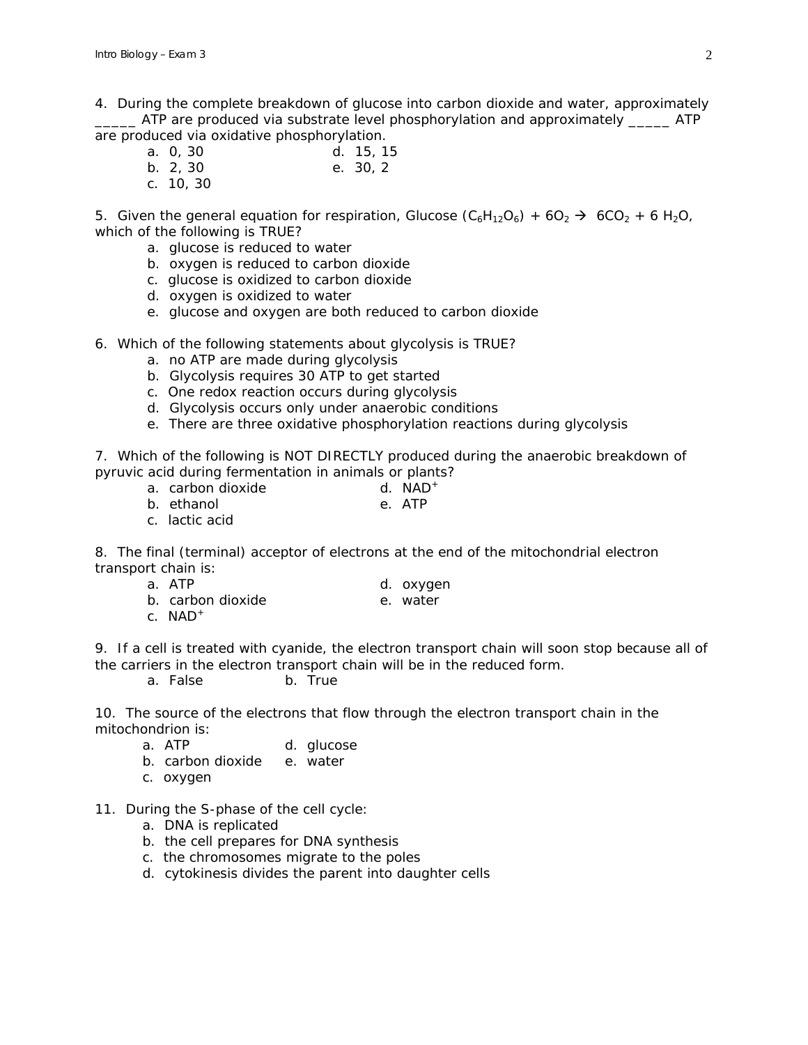4. During the complete breakdown of glucose into carbon dioxide and water, approximately _____ ATP are produced via substrate level phosphorylation and approximately _____ ATP are produced via oxidative phosphorylation.

- a. 0, 30
- b. 2, 30
- c. 10, 30
- d. 15, 15
- e. 30, 2

5. Given the general equation for respiration, Glucose ($C_6H_{12}O_6$) + $6O_2$ → $6CO_2$ + 6 $H_2O$, which of the following is TRUE?

- a. glucose is reduced to water
- b. oxygen is reduced to carbon dioxide
- c. glucose is oxidized to carbon dioxide
- d. oxygen is oxidized to water
- e. glucose and oxygen are both reduced to carbon dioxide

6. Which of the following statements about glycolysis is TRUE?

- a. no ATP are made during glycolysis
- b. Glycolysis requires 30 ATP to get started
- c. One redox reaction occurs during glycolysis
- d. Glycolysis occurs only under anaerobic conditions
- e. There are three oxidative phosphorylation reactions during glycolysis

7. Which of the following is NOT DIRECTLY produced during the anaerobic breakdown of pyruvic acid during fermentation in animals or plants?

- a. carbon dioxide
- b. ethanol
- c. lactic acid
- d. $NAD^+$
- e. ATP

8. The final (terminal) acceptor of electrons at the end of the mitochondrial electron transport chain is:

- a. ATP
- b. carbon dioxide
- c. $NAD^+$
- d. oxygen
- e. water

9. If a cell is treated with cyanide, the electron transport chain will soon stop because all of the carriers in the electron transport chain will be in the reduced form.

- a. False
- b. True

10. The source of the electrons that flow through the electron transport chain in the mitochondrion is:

- a. ATP
- b. carbon dioxide
- c. oxygen
- d. glucose
- e. water

11. During the S-phase of the cell cycle:

- a. DNA is replicated
- b. the cell prepares for DNA synthesis
- c. the chromosomes migrate to the poles
- d. cytokinesis divides the parent into daughter cells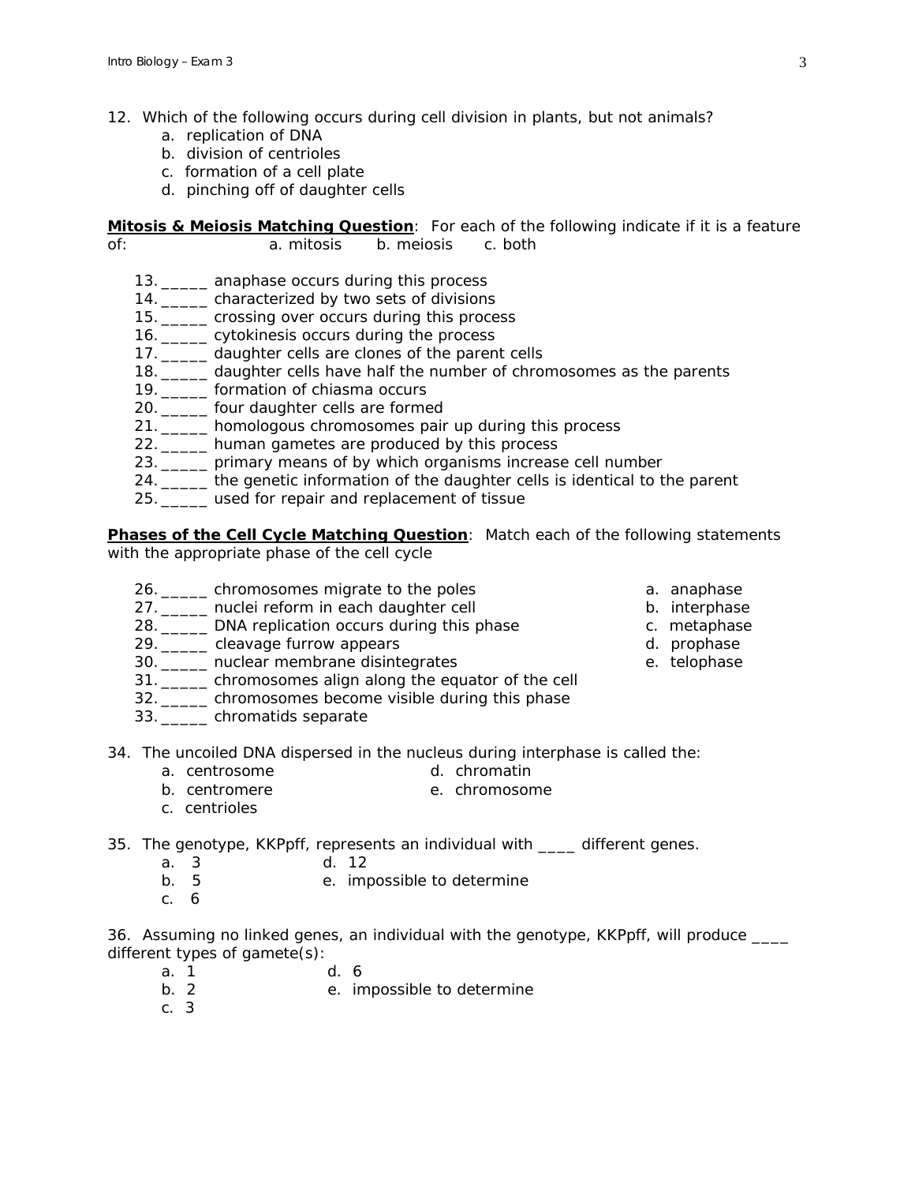12. Which of the following occurs during cell division in plants, but not animals?
    a. replication of DNA
    b. division of centrioles
    c. formation of a cell plate
    d. pinching off of daughter cells

**Mitosis & Meiosis Matching Question**: For each of the following indicate if it is a feature of: a. mitosis b. meiosis c. both

13. _____ anaphase occurs during this process
14. _____ characterized by two sets of divisions
15. _____ crossing over occurs during this process
16. _____ cytokinesis occurs during the process
17. _____ daughter cells are clones of the parent cells
18. _____ daughter cells have half the number of chromosomes as the parents
19. _____ formation of chiasma occurs
20. _____ four daughter cells are formed
21. _____ homologous chromosomes pair up during this process
22. _____ human gametes are produced by this process
23. _____ primary means of by which organisms increase cell number
24. _____ the genetic information of the daughter cells is identical to the parent
25. _____ used for repair and replacement of tissue

**Phases of the Cell Cycle Matching Question**: Match each of the following statements with the appropriate phase of the cell cycle

26. _____ chromosomes migrate to the poles
27. _____ nuclei reform in each daughter cell
28. _____ DNA replication occurs during this phase
29. _____ cleavage furrow appears
30. _____ nuclear membrane disintegrates
31. _____ chromosomes align along the equator of the cell
32. _____ chromosomes become visible during this phase
33. _____ chromatids separate

a. anaphase
b. interphase
c. metaphase
d. prophase
e. telophase

34. The uncoiled DNA dispersed in the nucleus during interphase is called the:
    a. centrosome
    b. centromere
    c. centrioles
    d. chromatin
    e. chromosome

35. The genotype, KKPpff, represents an individual with ____ different genes.
    a. 3
    b. 5
    c. 6
    d. 12
    e. impossible to determine

36. Assuming no linked genes, an individual with the genotype, KKPpff, will produce ____ different types of gamete(s):
    a. 1
    b. 2
    c. 3
    d. 6
    e. impossible to determine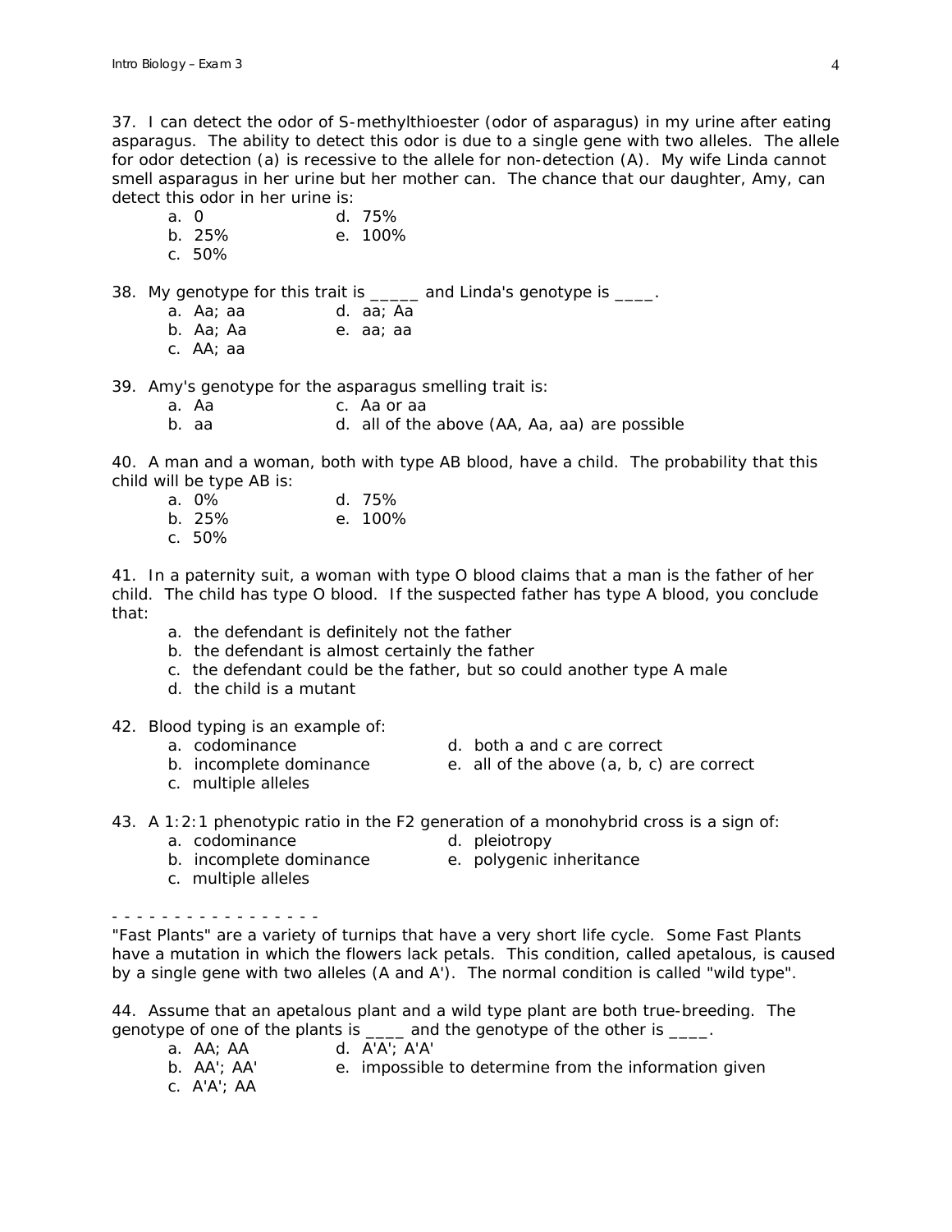37. I can detect the odor of S-methylthioester (odor of asparagus) in my urine after eating asparagus. The ability to detect this odor is due to a single gene with two alleles. The allele for odor detection (a) is recessive to the allele for non-detection (A). My wife Linda cannot smell asparagus in her urine but her mother can. The chance that our daughter, Amy, can detect this odor in her urine is:

a. 0
b. 25%
c. 50%
d. 75%
e. 100%

38. My genotype for this trait is _____ and Linda's genotype is ____.

a. Aa; aa
b. Aa; Aa
c. AA; aa
d. aa; Aa
e. aa; aa

39. Amy's genotype for the asparagus smelling trait is:

a. Aa
b. aa
c. Aa or aa
d. all of the above (AA, Aa, aa) are possible

40. A man and a woman, both with type AB blood, have a child. The probability that this child will be type AB is:

a. 0%
b. 25%
c. 50%
d. 75%
e. 100%

41. In a paternity suit, a woman with type O blood claims that a man is the father of her child. The child has type O blood. If the suspected father has type A blood, you conclude that:

a. the defendant is definitely not the father
b. the defendant is almost certainly the father
c. the defendant could be the father, but so could another type A male
d. the child is a mutant

42. Blood typing is an example of:

a. codominance
b. incomplete dominance
c. multiple alleles
d. both a and c are correct
e. all of the above (a, b, c) are correct

43. A 1:2:1 phenotypic ratio in the F2 generation of a monohybrid cross is a sign of:

a. codominance
b. incomplete dominance
c. multiple alleles
d. pleiotropy
e. polygenic inheritance

- - - - - - - - - - - - - - - - -

"Fast Plants" are a variety of turnips that have a very short life cycle. Some Fast Plants have a mutation in which the flowers lack petals. This condition, called apetalous, is caused by a single gene with two alleles (A and A'). The normal condition is called "wild type".

44. Assume that an apetalous plant and a wild type plant are both true-breeding. The genotype of one of the plants is ____ and the genotype of the other is ____.

a. AA; AA
b. AA'; AA'
c. A'A'; AA
d. A'A'; A'A'
e. impossible to determine from the information given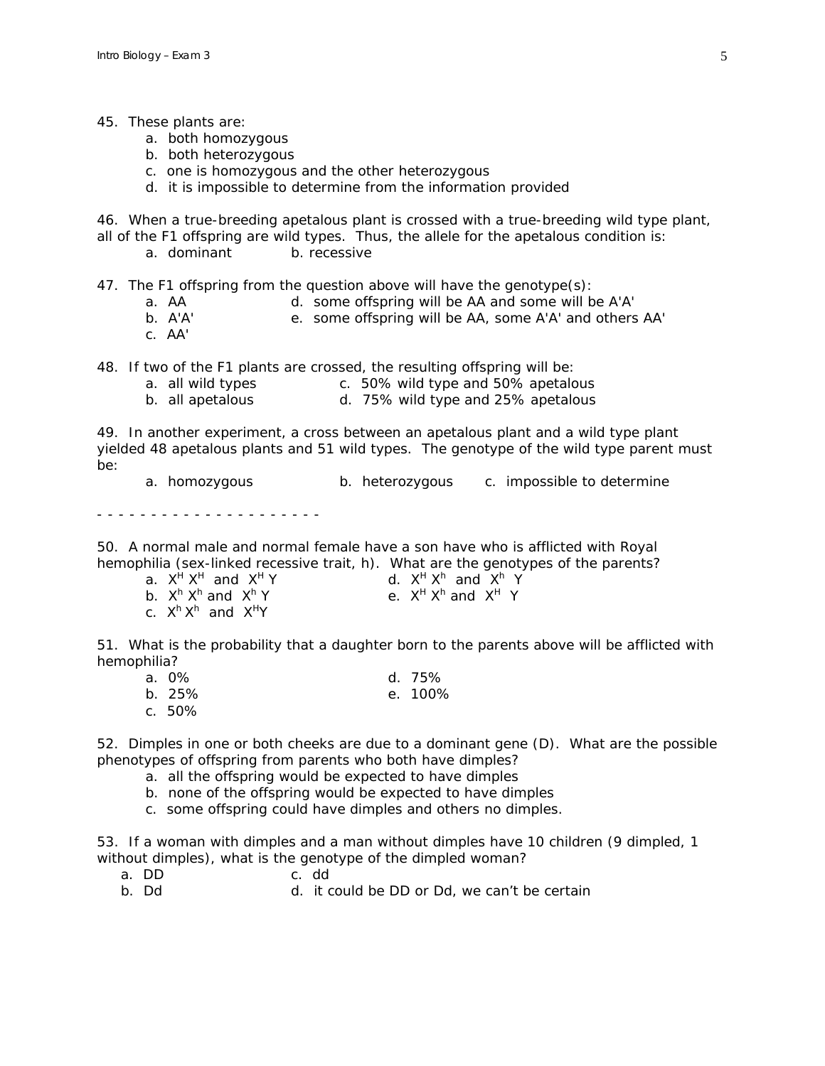45. These plants are:
   a. both homozygous
   b. both heterozygous
   c. one is homozygous and the other heterozygous
   d. it is impossible to determine from the information provided

46. When a true-breeding apetalous plant is crossed with a true-breeding wild type plant, all of the F1 offspring are wild types. Thus, the allele for the apetalous condition is:
   a. dominant   b. recessive

47. The F1 offspring from the question above will have the genotype(s):
   a. AA
   b. A'A'
   c. AA'
   d. some offspring will be AA and some will be A'A'
   e. some offspring will be AA, some A'A' and others AA'

48. If two of the F1 plants are crossed, the resulting offspring will be:
   a. all wild types
   b. all apetalous
   c. 50% wild type and 50% apetalous
   d. 75% wild type and 25% apetalous

49. In another experiment, a cross between an apetalous plant and a wild type plant yielded 48 apetalous plants and 51 wild types. The genotype of the wild type parent must be:
   a. homozygous   b. heterozygous   c. impossible to determine

- - - - - - - - - - - - - - - - - - - - -

50. A normal male and normal female have a son have who is afflicted with Royal hemophilia (sex-linked recessive trait, h). What are the genotypes of the parents?
   a. $X^H X^H$ and $X^H Y$
   b. $X^h X^h$ and $X^h Y$
   c. $X^h X^h$ and $X^H Y$
   d. $X^H X^h$ and $X^h Y$
   e. $X^H X^h$ and $X^H Y$

51. What is the probability that a daughter born to the parents above will be afflicted with hemophilia?
   a. 0%
   b. 25%
   c. 50%
   d. 75%
   e. 100%

52. Dimples in one or both cheeks are due to a dominant gene (D). What are the possible phenotypes of offspring from parents who both have dimples?
   a. all the offspring would be expected to have dimples
   b. none of the offspring would be expected to have dimples
   c. some offspring could have dimples and others no dimples.

53. If a woman with dimples and a man without dimples have 10 children (9 dimpled, 1 without dimples), what is the genotype of the dimpled woman?
   a. DD
   b. Dd
   c. dd
   d. it could be DD or Dd, we can't be certain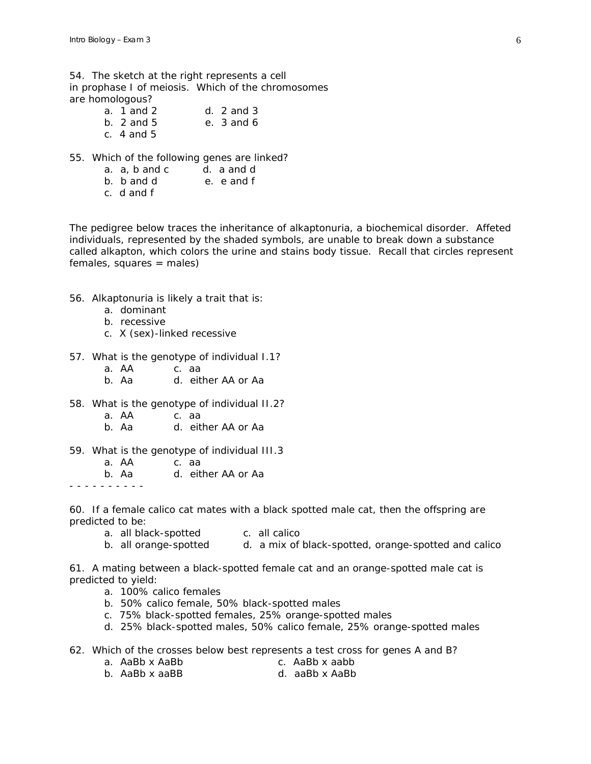54. The sketch at the right represents a cell in prophase I of meiosis. Which of the chromosomes are homologous?

   a. 1 and 2
   b. 2 and 5
   c. 4 and 5
   d. 2 and 3
   e. 3 and 6

55. Which of the following genes are linked?

   a. a, b and c
   b. b and d
   c. d and f
   d. a and d
   e. e and f

The pedigree below traces the inheritance of alkaptonuria, a biochemical disorder. Affeted individuals, represented by the shaded symbols, are unable to break down a substance called alkapton, which colors the urine and stains body tissue. Recall that circles represent females, squares = males)

56. Alkaptonuria is likely a trait that is:

   a. dominant
   b. recessive
   c. X (sex)-linked recessive

57. What is the genotype of individual I.1?

   a. AA
   b. Aa
   c. aa
   d. either AA or Aa

58. What is the genotype of individual II.2?

   a. AA
   b. Aa
   c. aa
   d. either AA or Aa

59. What is the genotype of individual III.3

   a. AA
   b. Aa
   c. aa
   d. either AA or Aa

- - - - - - - - - -

60. If a female calico cat mates with a black spotted male cat, then the offspring are predicted to be:

   a. all black-spotted
   b. all orange-spotted
   c. all calico
   d. a mix of black-spotted, orange-spotted and calico

61. A mating between a black-spotted female cat and an orange-spotted male cat is predicted to yield:

   a. 100% calico females
   b. 50% calico female, 50% black-spotted males
   c. 75% black-spotted females, 25% orange-spotted males
   d. 25% black-spotted males, 50% calico female, 25% orange-spotted males

62. Which of the crosses below best represents a test cross for genes A and B?

   a. AaBb x AaBb
   b. AaBb x aaBB
   c. AaBb x aabb
   d. aaBb x AaBb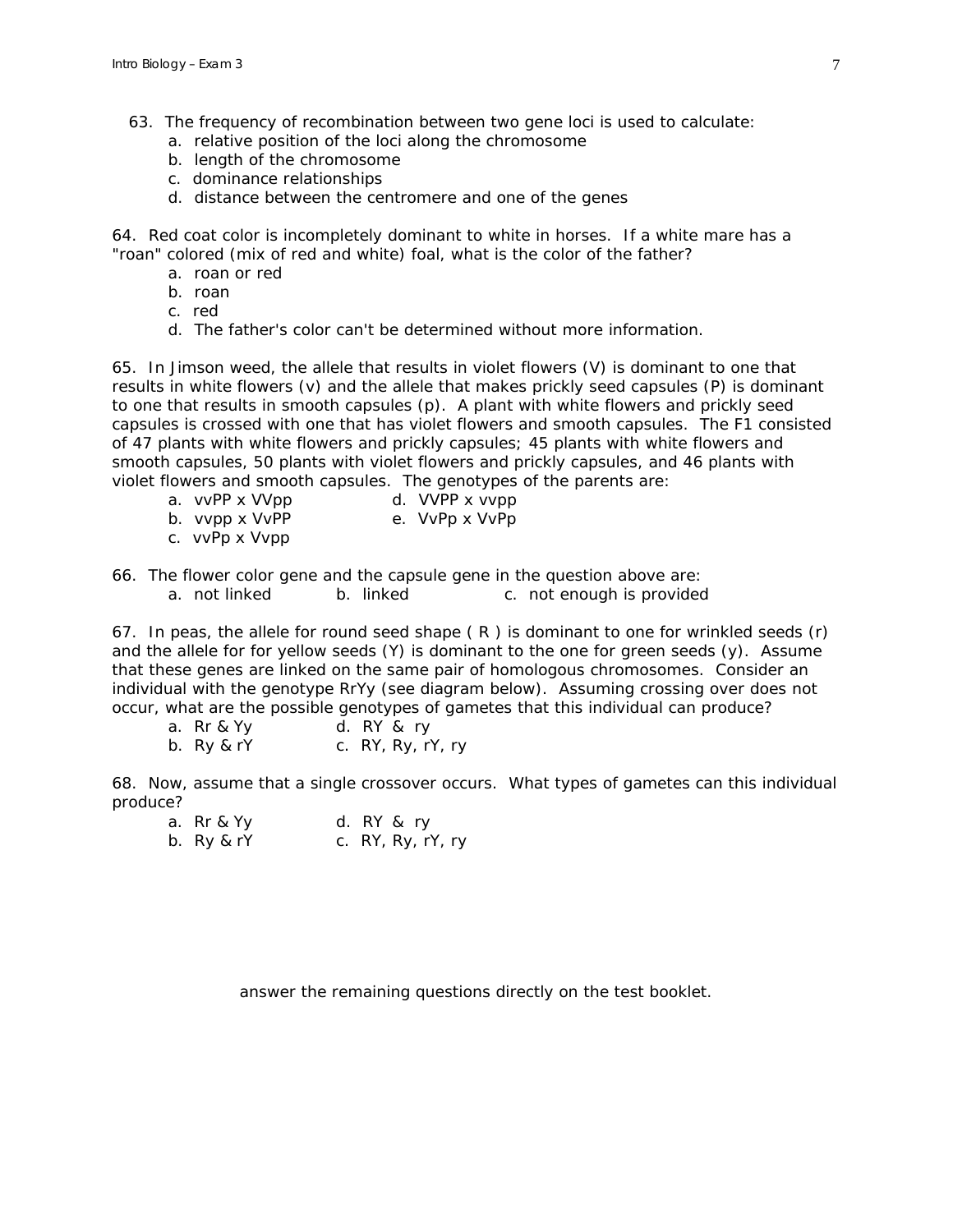63. The frequency of recombination between two gene loci is used to calculate:
   a. relative position of the loci along the chromosome
   b. length of the chromosome
   c. dominance relationships
   d. distance between the centromere and one of the genes

64. Red coat color is incompletely dominant to white in horses. If a white mare has a "roan" colored (mix of red and white) foal, what is the color of the father?
   a. roan or red
   b. roan
   c. red
   d. The father's color can't be determined without more information.

65. In Jimson weed, the allele that results in violet flowers (V) is dominant to one that results in white flowers (v) and the allele that makes prickly seed capsules (P) is dominant to one that results in smooth capsules (p). A plant with white flowers and prickly seed capsules is crossed with one that has violet flowers and smooth capsules. The F1 consisted of 47 plants with white flowers and prickly capsules; 45 plants with white flowers and smooth capsules, 50 plants with violet flowers and prickly capsules, and 46 plants with violet flowers and smooth capsules. The genotypes of the parents are:
   a. vvPP x VVpp
   b. vvpp x VvPP
   c. vvPp x Vvpp
   d. VVPP x vvpp
   e. VvPp x VvPp

66. The flower color gene and the capsule gene in the question above are:
   a. not linked  b. linked  c. not enough is provided

67. In peas, the allele for round seed shape ( R ) is dominant to one for wrinkled seeds (r) and the allele for yellow seeds (Y) is dominant to the one for green seeds (y). Assume that these genes are linked on the same pair of homologous chromosomes. Consider an individual with the genotype RrYy (see diagram below). Assuming crossing over does not occur, what are the possible genotypes of gametes that this individual can produce?
   a. Rr & Yy
   b. Ry & rY
   d. RY & ry
   c. RY, Ry, rY, ry

68. Now, assume that a single crossover occurs. What types of gametes can this individual produce?
   a. Rr & Yy
   b. Ry & rY
   d. RY & ry
   c. RY, Ry, rY, ry

answer the remaining questions directly on the test booklet.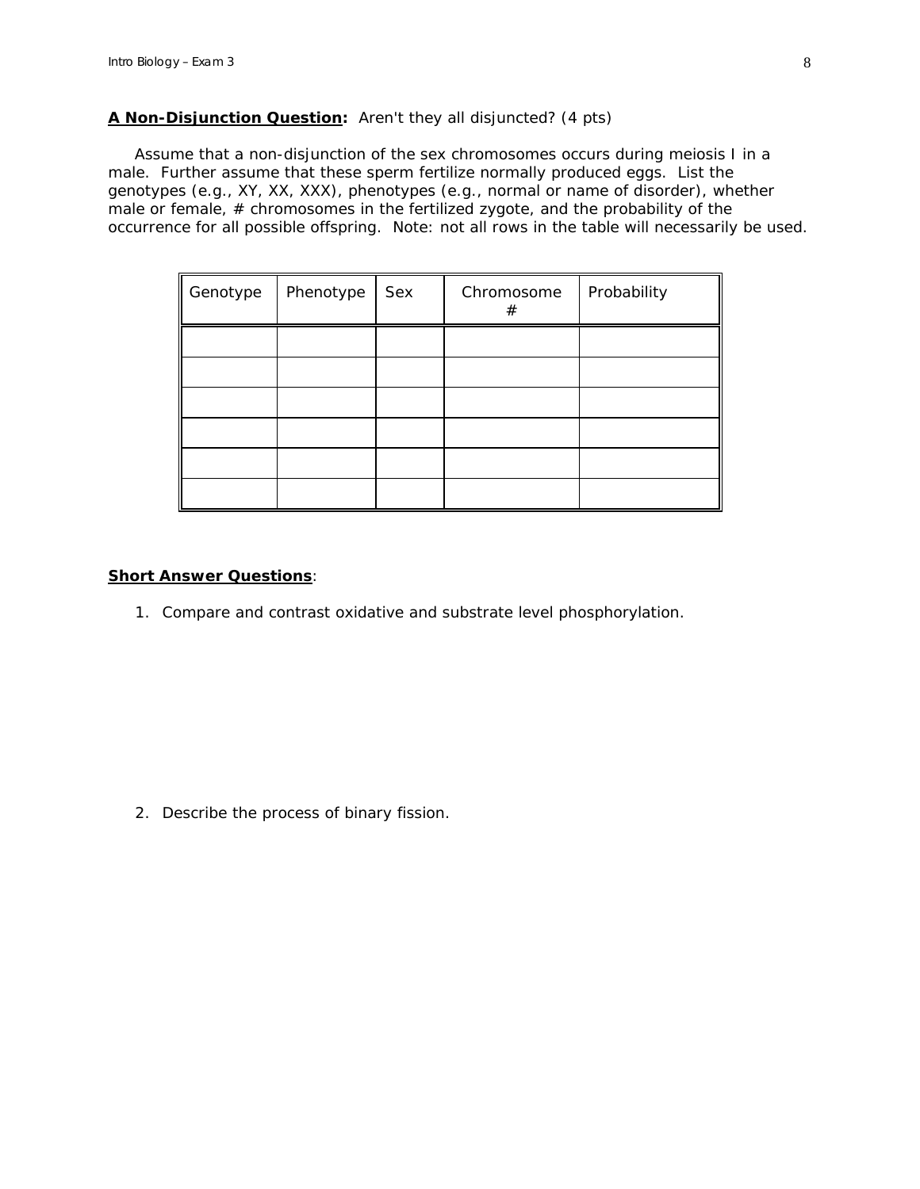**A Non-Disjunction Question:** Aren't they all disjuncted? (4 pts)

Assume that a non-disjunction of the sex chromosomes occurs during meiosis I in a male. Further assume that these sperm fertilize normally produced eggs. List the genotypes (e.g., XY, XX, XXX), phenotypes (e.g., normal or name of disorder), whether male or female, # chromosomes in the fertilized zygote, and the probability of the occurrence for all possible offspring. Note: not all rows in the table will necessarily be used.

| Genotype | Phenotype | Sex | Chromosome # | Probability |
|---|---|---|---|---|
| | | | | |
| | | | | |
| | | | | |
| | | | | |
| | | | | |
| | | | | |

**Short Answer Questions**:

1. Compare and contrast oxidative and substrate level phosphorylation.

2. Describe the process of binary fission.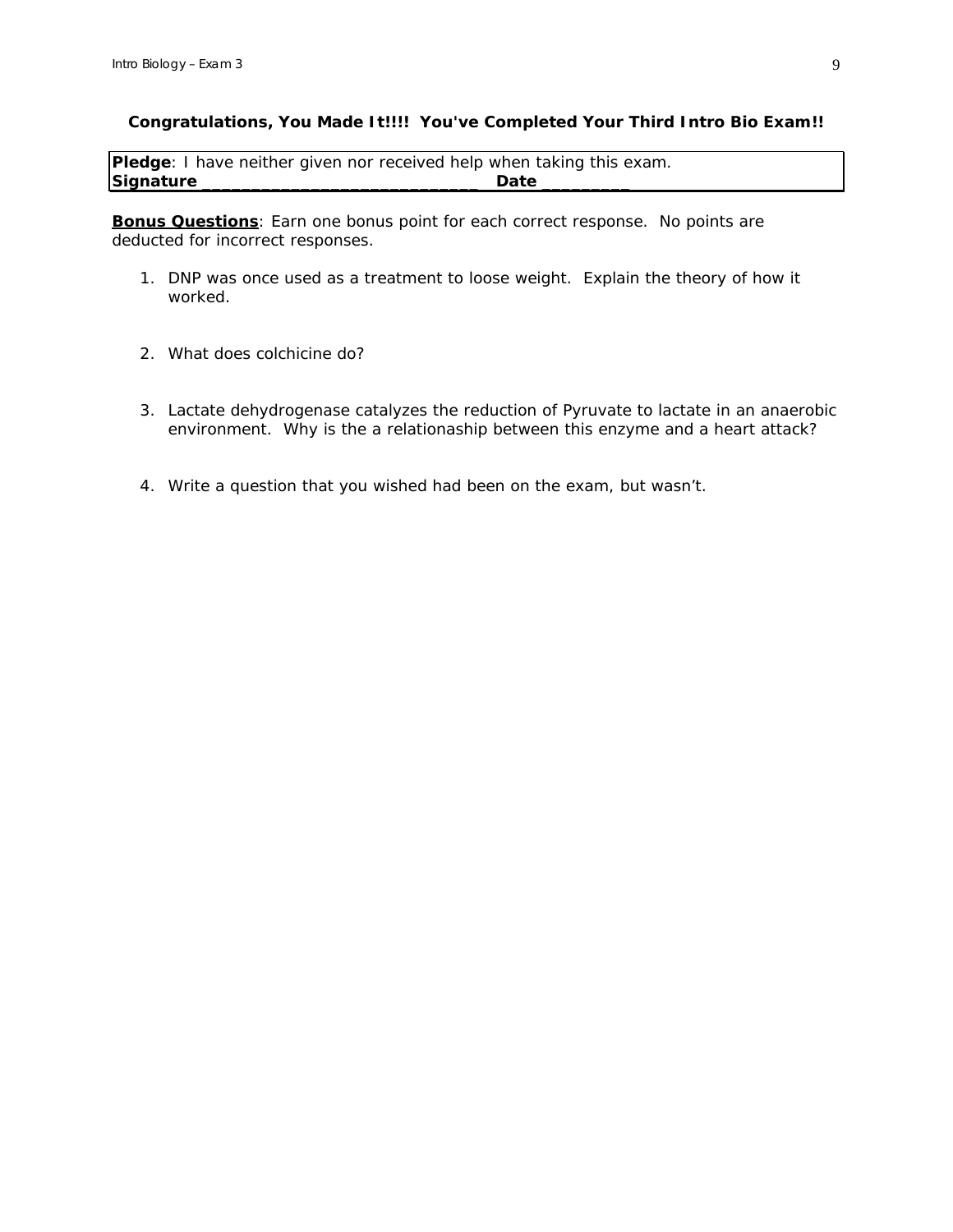**Congratulations, You Made It!!!! You've Completed Your Third Intro Bio Exam!!**

| |
|---|
| **Pledge**: I have neither given nor received help when taking this exam. |
| **Signature**_____________________________ **Date**_________ |

**Bonus Questions**: Earn one bonus point for each correct response. No points are deducted for incorrect responses.

1. DNP was once used as a treatment to loose weight. Explain the theory of how it worked.

2. What does colchicine do?

3. Lactate dehydrogenase catalyzes the reduction of Pyruvate to lactate in an anaerobic environment. Why is the a relationaship between this enzyme and a heart attack?

4. Write a question that you wished had been on the exam, but wasn't.